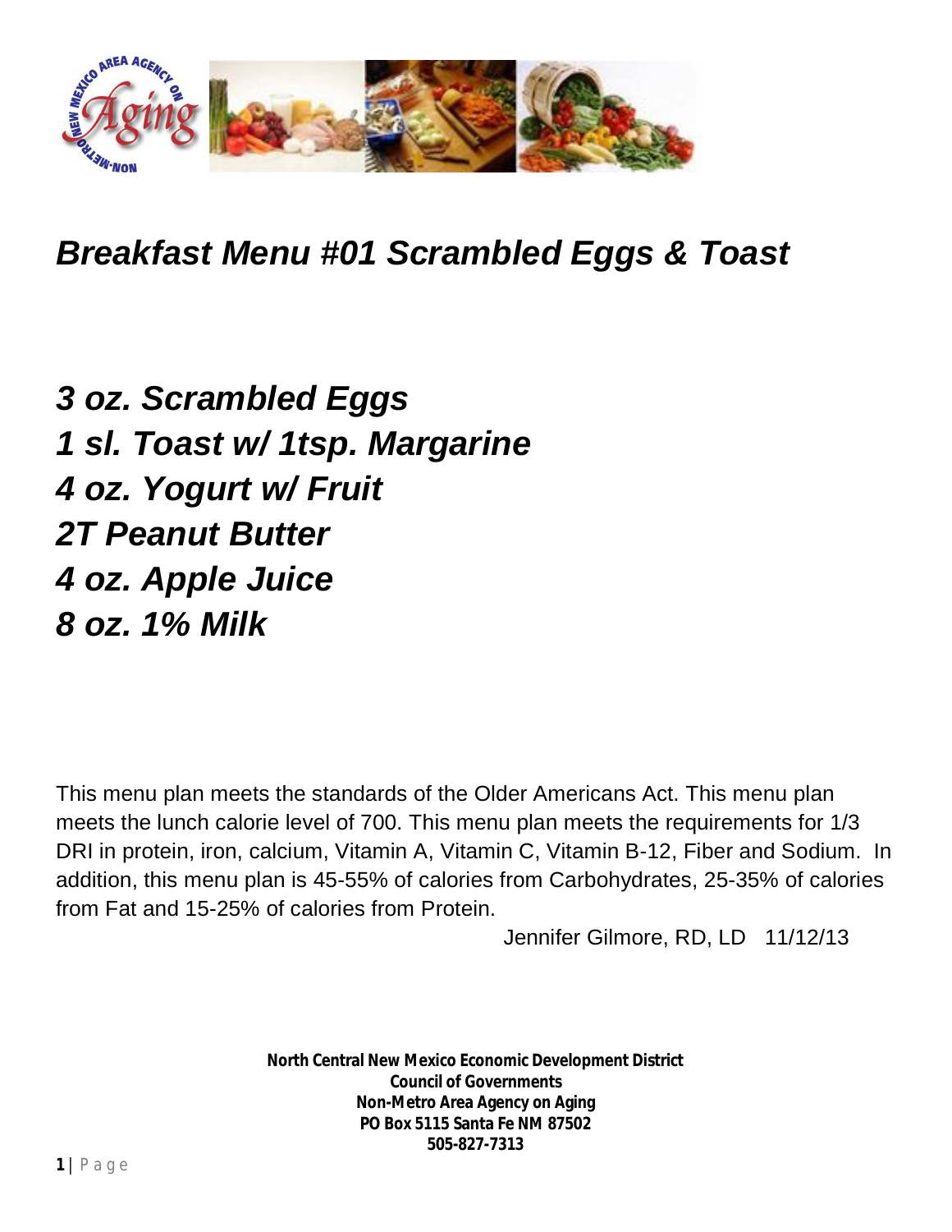# *Breakfast Menu #01 Scrambled Eggs & Toast*

***3 oz. Scrambled Eggs***
***1 sl. Toast w/ 1tsp. Margarine***
***4 oz. Yogurt w/ Fruit***
***2T Peanut Butter***
***4 oz. Apple Juice***
***8 oz. 1% Milk***

This menu plan meets the standards of the Older Americans Act. This menu plan meets the lunch calorie level of 700. This menu plan meets the requirements for 1/3 DRI in protein, iron, calcium, Vitamin A, Vitamin C, Vitamin B-12, Fiber and Sodium. In addition, this menu plan is 45-55% of calories from Carbohydrates, 25-35% of calories from Fat and 15-25% of calories from Protein.

Jennifer Gilmore, RD, LD 11/12/13

**North Central New Mexico Economic Development District**
**Council of Governments**
**Non-Metro Area Agency on Aging**
**PO Box 5115 Santa Fe NM 87502**
**505-827-7313**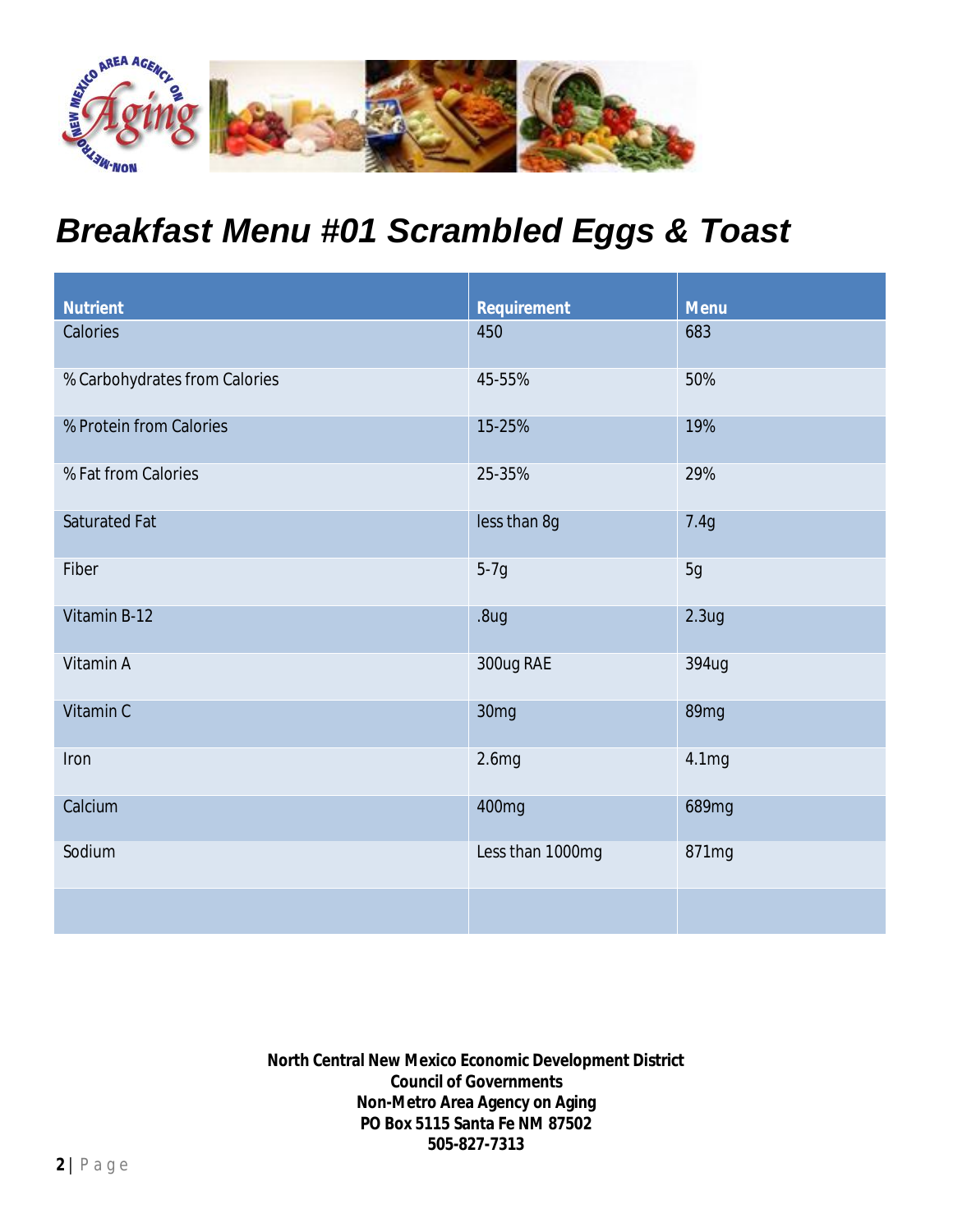# Breakfast Menu #01 Scrambled Eggs & Toast

| Nutrient | Requirement | Menu |
|---|---|---|
| Calories | 450 | 683 |
| % Carbohydrates from Calories | 45-55% | 50% |
| % Protein from Calories | 15-25% | 19% |
| % Fat from Calories | 25-35% | 29% |
| Saturated Fat | less than 8g | 7.4g |
| Fiber | 5-7g | 5g |
| Vitamin B-12 | .8ug | 2.3ug |
| Vitamin A | 300ug RAE | 394ug |
| Vitamin C | 30mg | 89mg |
| Iron | 2.6mg | 4.1mg |
| Calcium | 400mg | 689mg |
| Sodium | Less than 1000mg | 871mg |
| | | |

**North Central New Mexico Economic Development District**
**Council of Governments**
**Non-Metro Area Agency on Aging**
**PO Box 5115 Santa Fe NM 87502**
**505-827-7313**